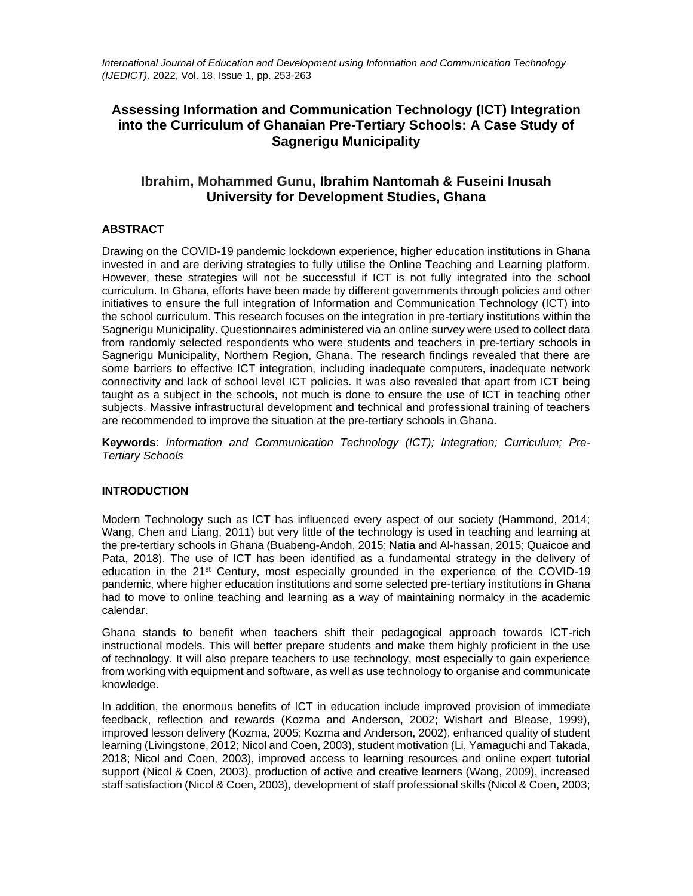# Assessing Information and Communication Technology (ICT) Integration into the Curriculum of Ghanaian Pre-Tertiary Schools: A Case Study of Sagnerigu Municipality

**Ibrahim, Mohammed Gunu, Ibrahim Nantomah & Fuseini Inusah**
**University for Development Studies, Ghana**

## ABSTRACT

Drawing on the COVID-19 pandemic lockdown experience, higher education institutions in Ghana invested in and are deriving strategies to fully utilise the Online Teaching and Learning platform. However, these strategies will not be successful if ICT is not fully integrated into the school curriculum. In Ghana, efforts have been made by different governments through policies and other initiatives to ensure the full integration of Information and Communication Technology (ICT) into the school curriculum. This research focuses on the integration in pre-tertiary institutions within the Sagnerigu Municipality. Questionnaires administered via an online survey were used to collect data from randomly selected respondents who were students and teachers in pre-tertiary schools in Sagnerigu Municipality, Northern Region, Ghana. The research findings revealed that there are some barriers to effective ICT integration, including inadequate computers, inadequate network connectivity and lack of school level ICT policies. It was also revealed that apart from ICT being taught as a subject in the schools, not much is done to ensure the use of ICT in teaching other subjects. Massive infrastructural development and technical and professional training of teachers are recommended to improve the situation at the pre-tertiary schools in Ghana.

**Keywords**: *Information and Communication Technology (ICT); Integration; Curriculum; Pre-Tertiary Schools*

## INTRODUCTION

Modern Technology such as ICT has influenced every aspect of our society (Hammond, 2014; Wang, Chen and Liang, 2011) but very little of the technology is used in teaching and learning at the pre-tertiary schools in Ghana (Buabeng-Andoh, 2015; Natia and Al-hassan, 2015; Quaicoe and Pata, 2018). The use of ICT has been identified as a fundamental strategy in the delivery of education in the 21st Century, most especially grounded in the experience of the COVID-19 pandemic, where higher education institutions and some selected pre-tertiary institutions in Ghana had to move to online teaching and learning as a way of maintaining normalcy in the academic calendar.

Ghana stands to benefit when teachers shift their pedagogical approach towards ICT-rich instructional models. This will better prepare students and make them highly proficient in the use of technology. It will also prepare teachers to use technology, most especially to gain experience from working with equipment and software, as well as use technology to organise and communicate knowledge.

In addition, the enormous benefits of ICT in education include improved provision of immediate feedback, reflection and rewards (Kozma and Anderson, 2002; Wishart and Blease, 1999), improved lesson delivery (Kozma, 2005; Kozma and Anderson, 2002), enhanced quality of student learning (Livingstone, 2012; Nicol and Coen, 2003), student motivation (Li, Yamaguchi and Takada, 2018; Nicol and Coen, 2003), improved access to learning resources and online expert tutorial support (Nicol & Coen, 2003), production of active and creative learners (Wang, 2009), increased staff satisfaction (Nicol & Coen, 2003), development of staff professional skills (Nicol & Coen, 2003;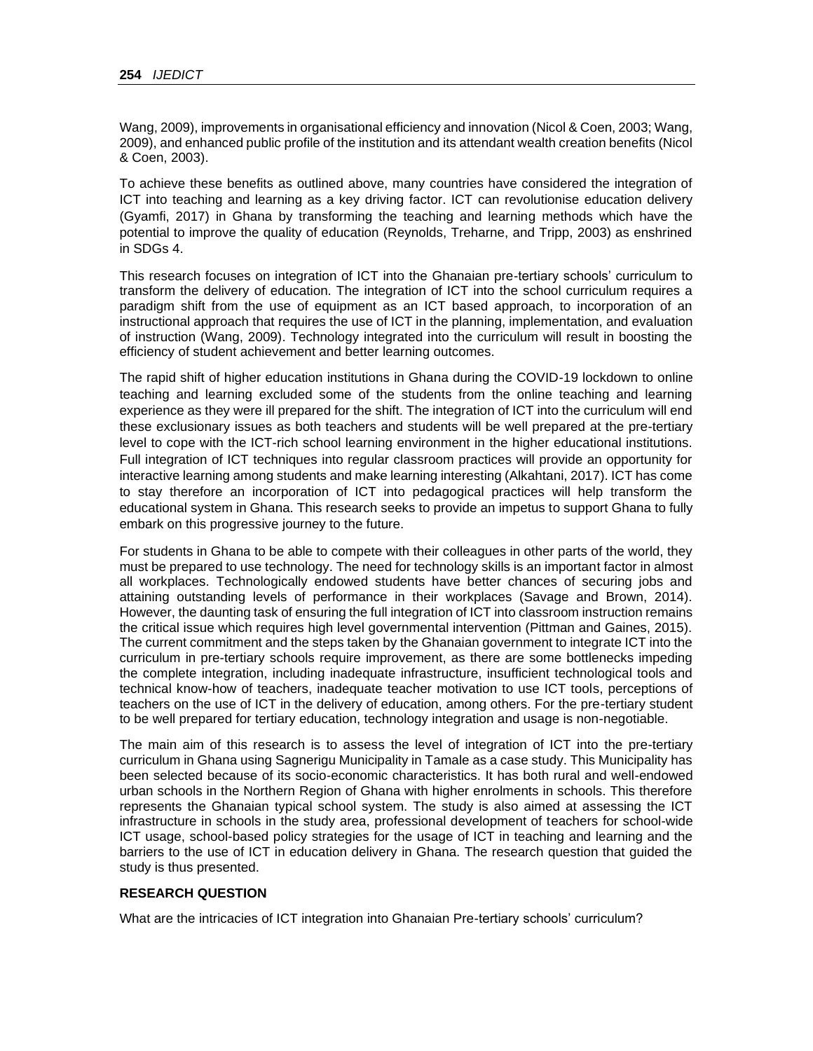Wang, 2009), improvements in organisational efficiency and innovation (Nicol & Coen, 2003; Wang, 2009), and enhanced public profile of the institution and its attendant wealth creation benefits (Nicol & Coen, 2003).

To achieve these benefits as outlined above, many countries have considered the integration of ICT into teaching and learning as a key driving factor. ICT can revolutionise education delivery (Gyamfi, 2017) in Ghana by transforming the teaching and learning methods which have the potential to improve the quality of education (Reynolds, Treharne, and Tripp, 2003) as enshrined in SDGs 4.

This research focuses on integration of ICT into the Ghanaian pre-tertiary schools' curriculum to transform the delivery of education. The integration of ICT into the school curriculum requires a paradigm shift from the use of equipment as an ICT based approach, to incorporation of an instructional approach that requires the use of ICT in the planning, implementation, and evaluation of instruction (Wang, 2009). Technology integrated into the curriculum will result in boosting the efficiency of student achievement and better learning outcomes.

The rapid shift of higher education institutions in Ghana during the COVID-19 lockdown to online teaching and learning excluded some of the students from the online teaching and learning experience as they were ill prepared for the shift. The integration of ICT into the curriculum will end these exclusionary issues as both teachers and students will be well prepared at the pre-tertiary level to cope with the ICT-rich school learning environment in the higher educational institutions. Full integration of ICT techniques into regular classroom practices will provide an opportunity for interactive learning among students and make learning interesting (Alkahtani, 2017). ICT has come to stay therefore an incorporation of ICT into pedagogical practices will help transform the educational system in Ghana. This research seeks to provide an impetus to support Ghana to fully embark on this progressive journey to the future.

For students in Ghana to be able to compete with their colleagues in other parts of the world, they must be prepared to use technology. The need for technology skills is an important factor in almost all workplaces. Technologically endowed students have better chances of securing jobs and attaining outstanding levels of performance in their workplaces (Savage and Brown, 2014). However, the daunting task of ensuring the full integration of ICT into classroom instruction remains the critical issue which requires high level governmental intervention (Pittman and Gaines, 2015). The current commitment and the steps taken by the Ghanaian government to integrate ICT into the curriculum in pre-tertiary schools require improvement, as there are some bottlenecks impeding the complete integration, including inadequate infrastructure, insufficient technological tools and technical know-how of teachers, inadequate teacher motivation to use ICT tools, perceptions of teachers on the use of ICT in the delivery of education, among others. For the pre-tertiary student to be well prepared for tertiary education, technology integration and usage is non-negotiable.

The main aim of this research is to assess the level of integration of ICT into the pre-tertiary curriculum in Ghana using Sagnerigu Municipality in Tamale as a case study. This Municipality has been selected because of its socio-economic characteristics. It has both rural and well-endowed urban schools in the Northern Region of Ghana with higher enrolments in schools. This therefore represents the Ghanaian typical school system. The study is also aimed at assessing the ICT infrastructure in schools in the study area, professional development of teachers for school-wide ICT usage, school-based policy strategies for the usage of ICT in teaching and learning and the barriers to the use of ICT in education delivery in Ghana. The research question that guided the study is thus presented.

## RESEARCH QUESTION

What are the intricacies of ICT integration into Ghanaian Pre-tertiary schools' curriculum?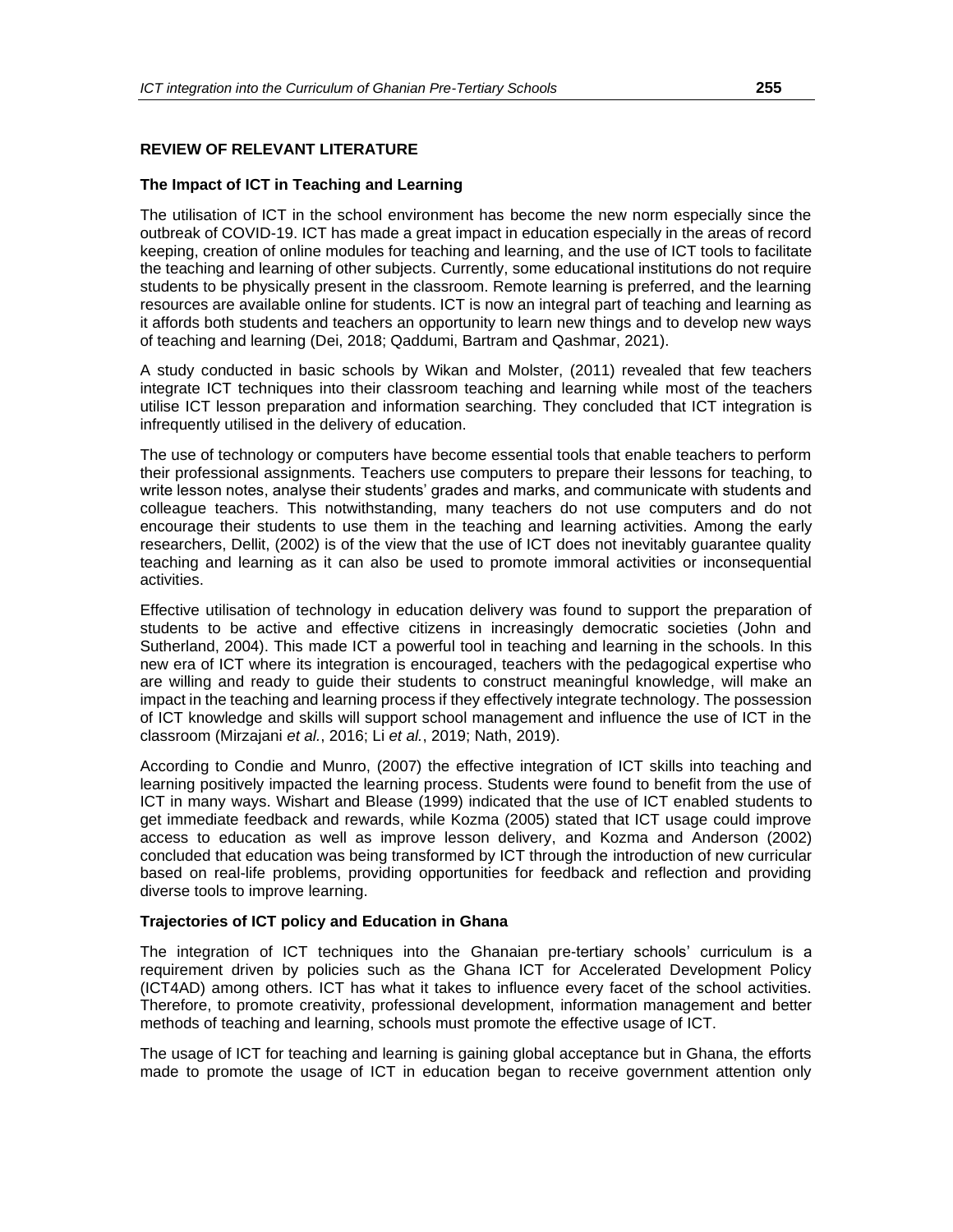## REVIEW OF RELEVANT LITERATURE

### The Impact of ICT in Teaching and Learning

The utilisation of ICT in the school environment has become the new norm especially since the outbreak of COVID-19. ICT has made a great impact in education especially in the areas of record keeping, creation of online modules for teaching and learning, and the use of ICT tools to facilitate the teaching and learning of other subjects. Currently, some educational institutions do not require students to be physically present in the classroom. Remote learning is preferred, and the learning resources are available online for students. ICT is now an integral part of teaching and learning as it affords both students and teachers an opportunity to learn new things and to develop new ways of teaching and learning (Dei, 2018; Qaddumi, Bartram and Qashmar, 2021).

A study conducted in basic schools by Wikan and Molster, (2011) revealed that few teachers integrate ICT techniques into their classroom teaching and learning while most of the teachers utilise ICT lesson preparation and information searching. They concluded that ICT integration is infrequently utilised in the delivery of education.

The use of technology or computers have become essential tools that enable teachers to perform their professional assignments. Teachers use computers to prepare their lessons for teaching, to write lesson notes, analyse their students' grades and marks, and communicate with students and colleague teachers. This notwithstanding, many teachers do not use computers and do not encourage their students to use them in the teaching and learning activities. Among the early researchers, Dellit, (2002) is of the view that the use of ICT does not inevitably guarantee quality teaching and learning as it can also be used to promote immoral activities or inconsequential activities.

Effective utilisation of technology in education delivery was found to support the preparation of students to be active and effective citizens in increasingly democratic societies (John and Sutherland, 2004). This made ICT a powerful tool in teaching and learning in the schools. In this new era of ICT where its integration is encouraged, teachers with the pedagogical expertise who are willing and ready to guide their students to construct meaningful knowledge, will make an impact in the teaching and learning process if they effectively integrate technology. The possession of ICT knowledge and skills will support school management and influence the use of ICT in the classroom (Mirzajani *et al.*, 2016; Li *et al.*, 2019; Nath, 2019).

According to Condie and Munro, (2007) the effective integration of ICT skills into teaching and learning positively impacted the learning process. Students were found to benefit from the use of ICT in many ways. Wishart and Blease (1999) indicated that the use of ICT enabled students to get immediate feedback and rewards, while Kozma (2005) stated that ICT usage could improve access to education as well as improve lesson delivery, and Kozma and Anderson (2002) concluded that education was being transformed by ICT through the introduction of new curricular based on real-life problems, providing opportunities for feedback and reflection and providing diverse tools to improve learning.

### Trajectories of ICT policy and Education in Ghana

The integration of ICT techniques into the Ghanaian pre-tertiary schools' curriculum is a requirement driven by policies such as the Ghana ICT for Accelerated Development Policy (ICT4AD) among others. ICT has what it takes to influence every facet of the school activities. Therefore, to promote creativity, professional development, information management and better methods of teaching and learning, schools must promote the effective usage of ICT.

The usage of ICT for teaching and learning is gaining global acceptance but in Ghana, the efforts made to promote the usage of ICT in education began to receive government attention only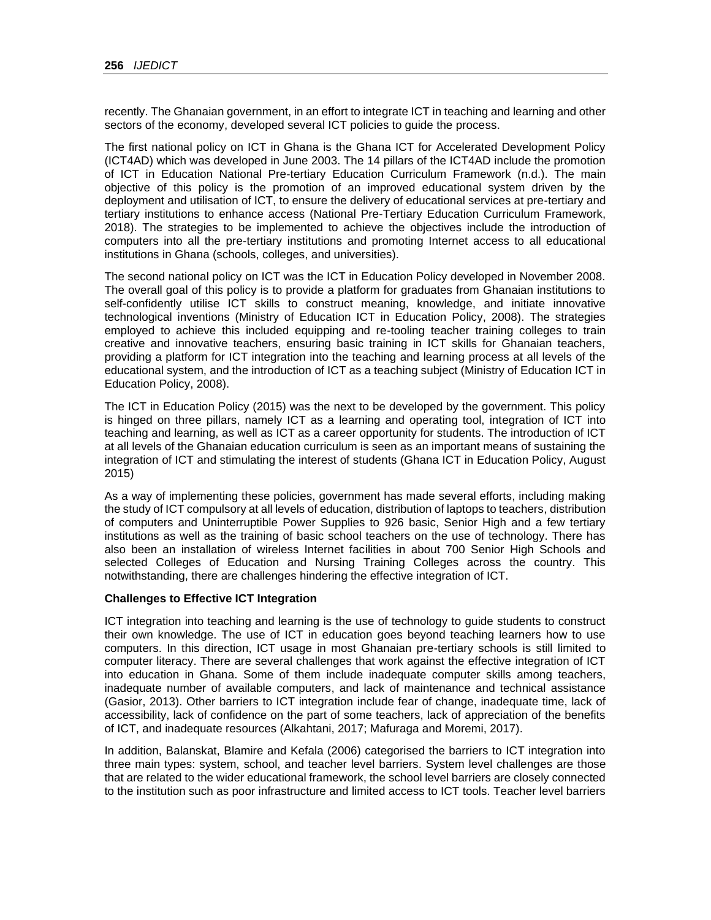recently. The Ghanaian government, in an effort to integrate ICT in teaching and learning and other sectors of the economy, developed several ICT policies to guide the process.

The first national policy on ICT in Ghana is the Ghana ICT for Accelerated Development Policy (ICT4AD) which was developed in June 2003. The 14 pillars of the ICT4AD include the promotion of ICT in Education National Pre-tertiary Education Curriculum Framework (n.d.). The main objective of this policy is the promotion of an improved educational system driven by the deployment and utilisation of ICT, to ensure the delivery of educational services at pre-tertiary and tertiary institutions to enhance access (National Pre-Tertiary Education Curriculum Framework, 2018). The strategies to be implemented to achieve the objectives include the introduction of computers into all the pre-tertiary institutions and promoting Internet access to all educational institutions in Ghana (schools, colleges, and universities).

The second national policy on ICT was the ICT in Education Policy developed in November 2008. The overall goal of this policy is to provide a platform for graduates from Ghanaian institutions to self-confidently utilise ICT skills to construct meaning, knowledge, and initiate innovative technological inventions (Ministry of Education ICT in Education Policy, 2008). The strategies employed to achieve this included equipping and re-tooling teacher training colleges to train creative and innovative teachers, ensuring basic training in ICT skills for Ghanaian teachers, providing a platform for ICT integration into the teaching and learning process at all levels of the educational system, and the introduction of ICT as a teaching subject (Ministry of Education ICT in Education Policy, 2008).

The ICT in Education Policy (2015) was the next to be developed by the government. This policy is hinged on three pillars, namely ICT as a learning and operating tool, integration of ICT into teaching and learning, as well as ICT as a career opportunity for students. The introduction of ICT at all levels of the Ghanaian education curriculum is seen as an important means of sustaining the integration of ICT and stimulating the interest of students (Ghana ICT in Education Policy, August 2015)

As a way of implementing these policies, government has made several efforts, including making the study of ICT compulsory at all levels of education, distribution of laptops to teachers, distribution of computers and Uninterruptible Power Supplies to 926 basic, Senior High and a few tertiary institutions as well as the training of basic school teachers on the use of technology. There has also been an installation of wireless Internet facilities in about 700 Senior High Schools and selected Colleges of Education and Nursing Training Colleges across the country. This notwithstanding, there are challenges hindering the effective integration of ICT.

**Challenges to Effective ICT Integration**

ICT integration into teaching and learning is the use of technology to guide students to construct their own knowledge. The use of ICT in education goes beyond teaching learners how to use computers. In this direction, ICT usage in most Ghanaian pre-tertiary schools is still limited to computer literacy. There are several challenges that work against the effective integration of ICT into education in Ghana. Some of them include inadequate computer skills among teachers, inadequate number of available computers, and lack of maintenance and technical assistance (Gasior, 2013). Other barriers to ICT integration include fear of change, inadequate time, lack of accessibility, lack of confidence on the part of some teachers, lack of appreciation of the benefits of ICT, and inadequate resources (Alkahtani, 2017; Mafuraga and Moremi, 2017).

In addition, Balanskat, Blamire and Kefala (2006) categorised the barriers to ICT integration into three main types: system, school, and teacher level barriers. System level challenges are those that are related to the wider educational framework, the school level barriers are closely connected to the institution such as poor infrastructure and limited access to ICT tools. Teacher level barriers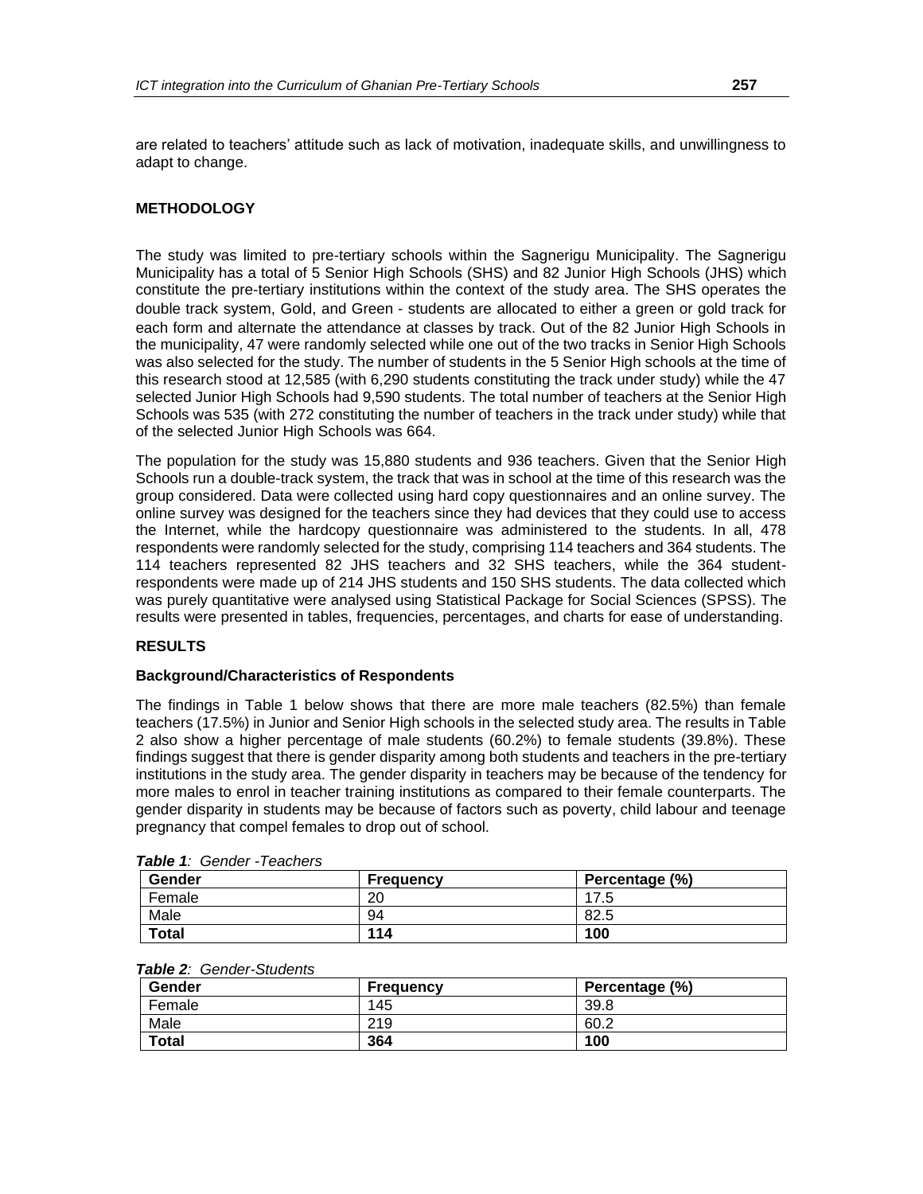are related to teachers' attitude such as lack of motivation, inadequate skills, and unwillingness to adapt to change.

## METHODOLOGY

The study was limited to pre-tertiary schools within the Sagnerigu Municipality. The Sagnerigu Municipality has a total of 5 Senior High Schools (SHS) and 82 Junior High Schools (JHS) which constitute the pre-tertiary institutions within the context of the study area. The SHS operates the double track system, Gold, and Green - students are allocated to either a green or gold track for each form and alternate the attendance at classes by track. Out of the 82 Junior High Schools in the municipality, 47 were randomly selected while one out of the two tracks in Senior High Schools was also selected for the study. The number of students in the 5 Senior High schools at the time of this research stood at 12,585 (with 6,290 students constituting the track under study) while the 47 selected Junior High Schools had 9,590 students. The total number of teachers at the Senior High Schools was 535 (with 272 constituting the number of teachers in the track under study) while that of the selected Junior High Schools was 664.

The population for the study was 15,880 students and 936 teachers. Given that the Senior High Schools run a double-track system, the track that was in school at the time of this research was the group considered. Data were collected using hard copy questionnaires and an online survey. The online survey was designed for the teachers since they had devices that they could use to access the Internet, while the hardcopy questionnaire was administered to the students. In all, 478 respondents were randomly selected for the study, comprising 114 teachers and 364 students. The 114 teachers represented 82 JHS teachers and 32 SHS teachers, while the 364 student-respondents were made up of 214 JHS students and 150 SHS students. The data collected which was purely quantitative were analysed using Statistical Package for Social Sciences (SPSS). The results were presented in tables, frequencies, percentages, and charts for ease of understanding.

## RESULTS

### Background/Characteristics of Respondents

The findings in Table 1 below shows that there are more male teachers (82.5%) than female teachers (17.5%) in Junior and Senior High schools in the selected study area. The results in Table 2 also show a higher percentage of male students (60.2%) to female students (39.8%). These findings suggest that there is gender disparity among both students and teachers in the pre-tertiary institutions in the study area. The gender disparity in teachers may be because of the tendency for more males to enrol in teacher training institutions as compared to their female counterparts. The gender disparity in students may be because of factors such as poverty, child labour and teenage pregnancy that compel females to drop out of school.

***Table 1**: Gender -Teachers*

| Gender | Frequency | Percentage (%) |
|---|---|---|
| Female | 20 | 17.5 |
| Male | 94 | 82.5 |
| **Total** | **114** | **100** |

***Table 2**: Gender-Students*

| Gender | Frequency | Percentage (%) |
|---|---|---|
| Female | 145 | 39.8 |
| Male | 219 | 60.2 |
| **Total** | **364** | **100** |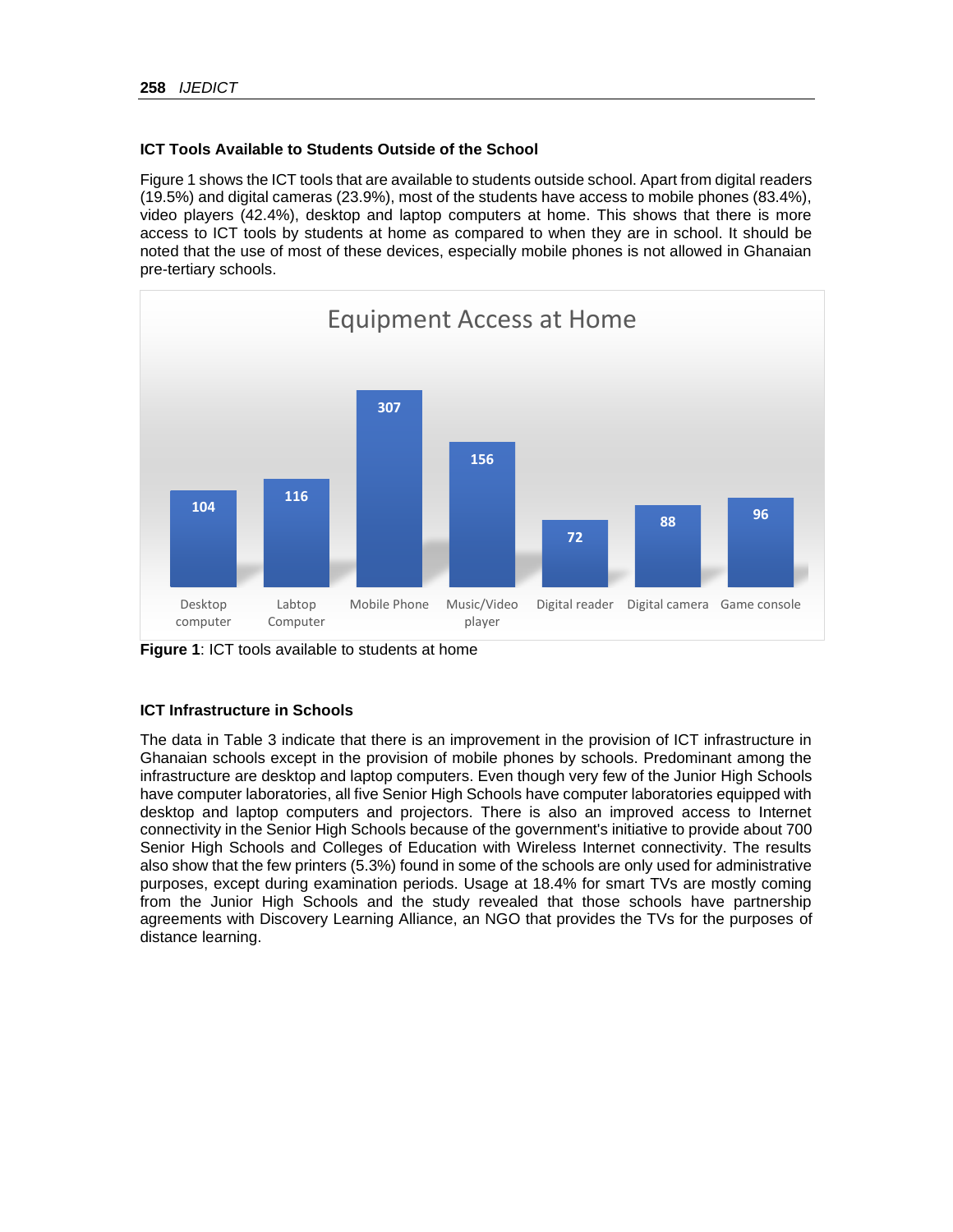### ICT Tools Available to Students Outside of the School

Figure 1 shows the ICT tools that are available to students outside school. Apart from digital readers (19.5%) and digital cameras (23.9%), most of the students have access to mobile phones (83.4%), video players (42.4%), desktop and laptop computers at home. This shows that there is more access to ICT tools by students at home as compared to when they are in school. It should be noted that the use of most of these devices, especially mobile phones is not allowed in Ghanaian pre-tertiary schools.

Equipment Access at Home

| Desktop computer | Labtop Computer | Mobile Phone | Music/Video player | Digital reader | Digital camera | Game console |
|---|---|---|---|---|---|---|
| 104 | 116 | 307 | 156 | 72 | 88 | 96 |

**Figure 1**: ICT tools available to students at home

### ICT Infrastructure in Schools

The data in Table 3 indicate that there is an improvement in the provision of ICT infrastructure in Ghanaian schools except in the provision of mobile phones by schools. Predominant among the infrastructure are desktop and laptop computers. Even though very few of the Junior High Schools have computer laboratories, all five Senior High Schools have computer laboratories equipped with desktop and laptop computers and projectors. There is also an improved access to Internet connectivity in the Senior High Schools because of the government's initiative to provide about 700 Senior High Schools and Colleges of Education with Wireless Internet connectivity. The results also show that the few printers (5.3%) found in some of the schools are only used for administrative purposes, except during examination periods. Usage at 18.4% for smart TVs are mostly coming from the Junior High Schools and the study revealed that those schools have partnership agreements with Discovery Learning Alliance, an NGO that provides the TVs for the purposes of distance learning.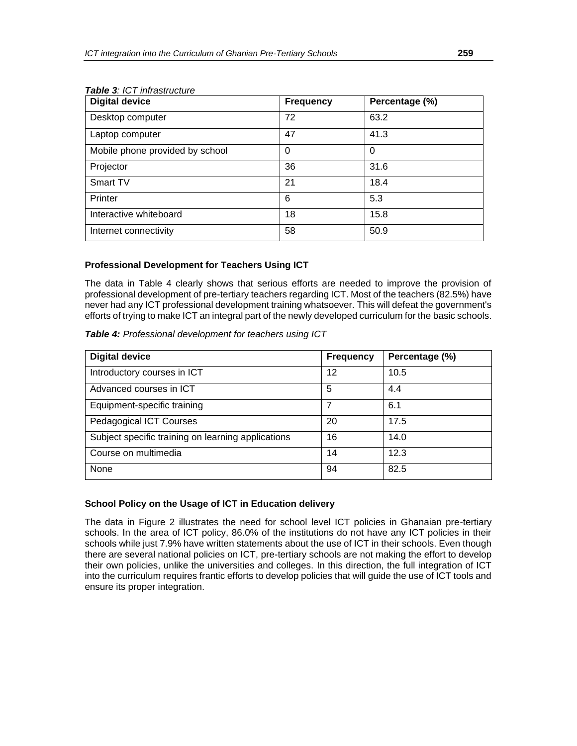*Table 3: ICT infrastructure*

| Digital device | Frequency | Percentage (%) |
|---|---|---|
| Desktop computer | 72 | 63.2 |
| Laptop computer | 47 | 41.3 |
| Mobile phone provided by school | 0 | 0 |
| Projector | 36 | 31.6 |
| Smart TV | 21 | 18.4 |
| Printer | 6 | 5.3 |
| Interactive whiteboard | 18 | 15.8 |
| Internet connectivity | 58 | 50.9 |

### Professional Development for Teachers Using ICT

The data in Table 4 clearly shows that serious efforts are needed to improve the provision of professional development of pre-tertiary teachers regarding ICT. Most of the teachers (82.5%) have never had any ICT professional development training whatsoever. This will defeat the government's efforts of trying to make ICT an integral part of the newly developed curriculum for the basic schools.

***Table 4:*** *Professional development for teachers using ICT*

| Digital device | Frequency | Percentage (%) |
|---|---|---|
| Introductory courses in ICT | 12 | 10.5 |
| Advanced courses in ICT | 5 | 4.4 |
| Equipment-specific training | 7 | 6.1 |
| Pedagogical ICT Courses | 20 | 17.5 |
| Subject specific training on learning applications | 16 | 14.0 |
| Course on multimedia | 14 | 12.3 |
| None | 94 | 82.5 |

### School Policy on the Usage of ICT in Education delivery

The data in Figure 2 illustrates the need for school level ICT policies in Ghanaian pre-tertiary schools. In the area of ICT policy, 86.0% of the institutions do not have any ICT policies in their schools while just 7.9% have written statements about the use of ICT in their schools. Even though there are several national policies on ICT, pre-tertiary schools are not making the effort to develop their own policies, unlike the universities and colleges. In this direction, the full integration of ICT into the curriculum requires frantic efforts to develop policies that will guide the use of ICT tools and ensure its proper integration.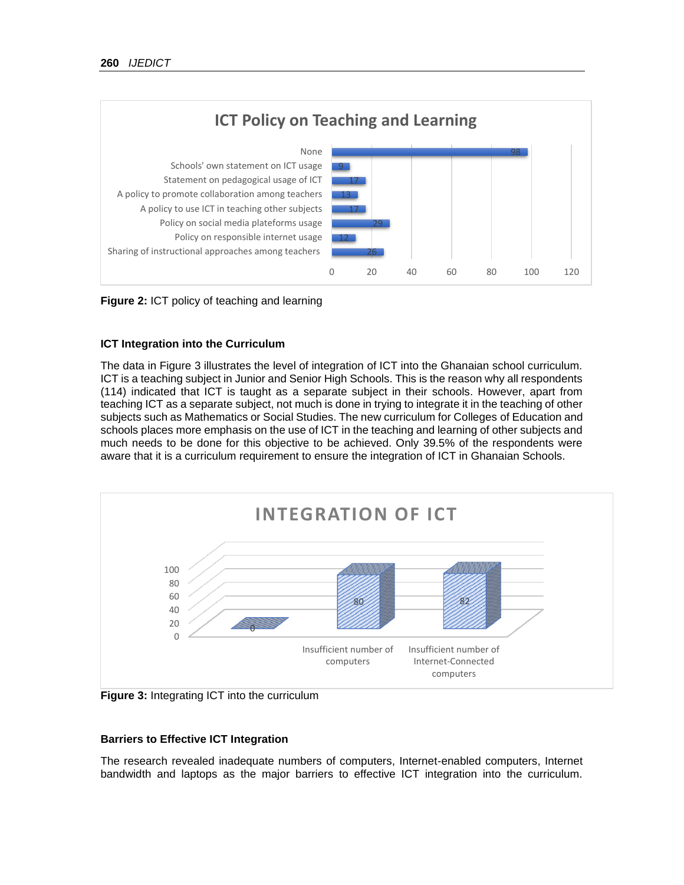Figure 2: ICT policy of teaching and learning

### ICT Integration into the Curriculum

The data in Figure 3 illustrates the level of integration of ICT into the Ghanaian school curriculum. ICT is a teaching subject in Junior and Senior High Schools. This is the reason why all respondents (114) indicated that ICT is taught as a separate subject in their schools. However, apart from teaching ICT as a separate subject, not much is done in trying to integrate it in the teaching of other subjects such as Mathematics or Social Studies. The new curriculum for Colleges of Education and schools places more emphasis on the use of ICT in the teaching and learning of other subjects and much needs to be done for this objective to be achieved. Only 39.5% of the respondents were aware that it is a curriculum requirement to ensure the integration of ICT in Ghanaian Schools.

Figure 3: Integrating ICT into the curriculum

### Barriers to Effective ICT Integration

The research revealed inadequate numbers of computers, Internet-enabled computers, Internet bandwidth and laptops as the major barriers to effective ICT integration into the curriculum.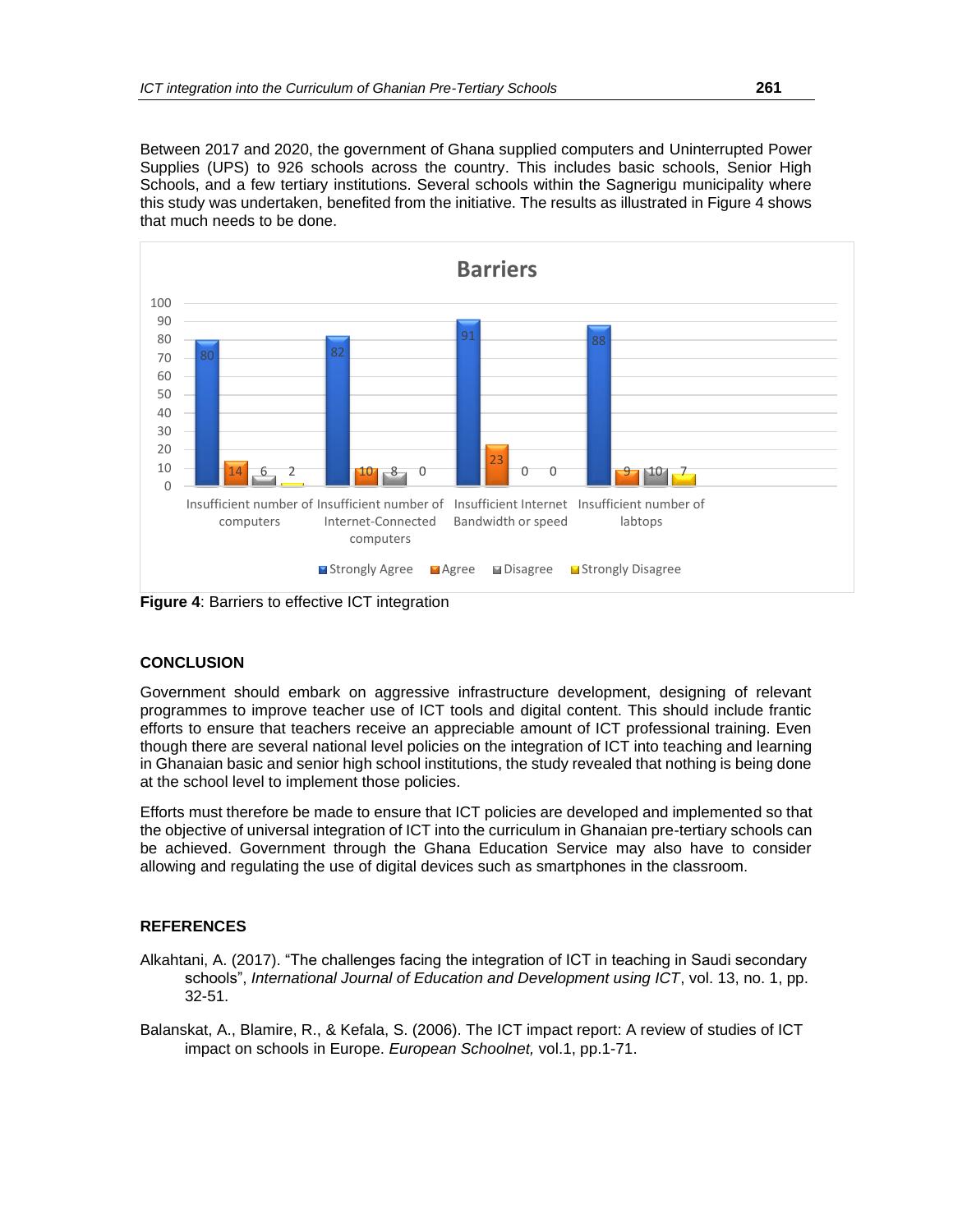Between 2017 and 2020, the government of Ghana supplied computers and Uninterrupted Power Supplies (UPS) to 926 schools across the country. This includes basic schools, Senior High Schools, and a few tertiary institutions. Several schools within the Sagnerigu municipality where this study was undertaken, benefited from the initiative. The results as illustrated in Figure 4 shows that much needs to be done.

**Figure 4**: Barriers to effective ICT integration

## CONCLUSION

Government should embark on aggressive infrastructure development, designing of relevant programmes to improve teacher use of ICT tools and digital content. This should include frantic efforts to ensure that teachers receive an appreciable amount of ICT professional training. Even though there are several national level policies on the integration of ICT into teaching and learning in Ghanaian basic and senior high school institutions, the study revealed that nothing is being done at the school level to implement those policies.

Efforts must therefore be made to ensure that ICT policies are developed and implemented so that the objective of universal integration of ICT into the curriculum in Ghanaian pre-tertiary schools can be achieved. Government through the Ghana Education Service may also have to consider allowing and regulating the use of digital devices such as smartphones in the classroom.

## REFERENCES

Alkahtani, A. (2017). "The challenges facing the integration of ICT in teaching in Saudi secondary schools", *International Journal of Education and Development using ICT*, vol. 13, no. 1, pp. 32-51.

Balanskat, A., Blamire, R., & Kefala, S. (2006). The ICT impact report: A review of studies of ICT impact on schools in Europe. *European Schoolnet,* vol.1, pp.1-71.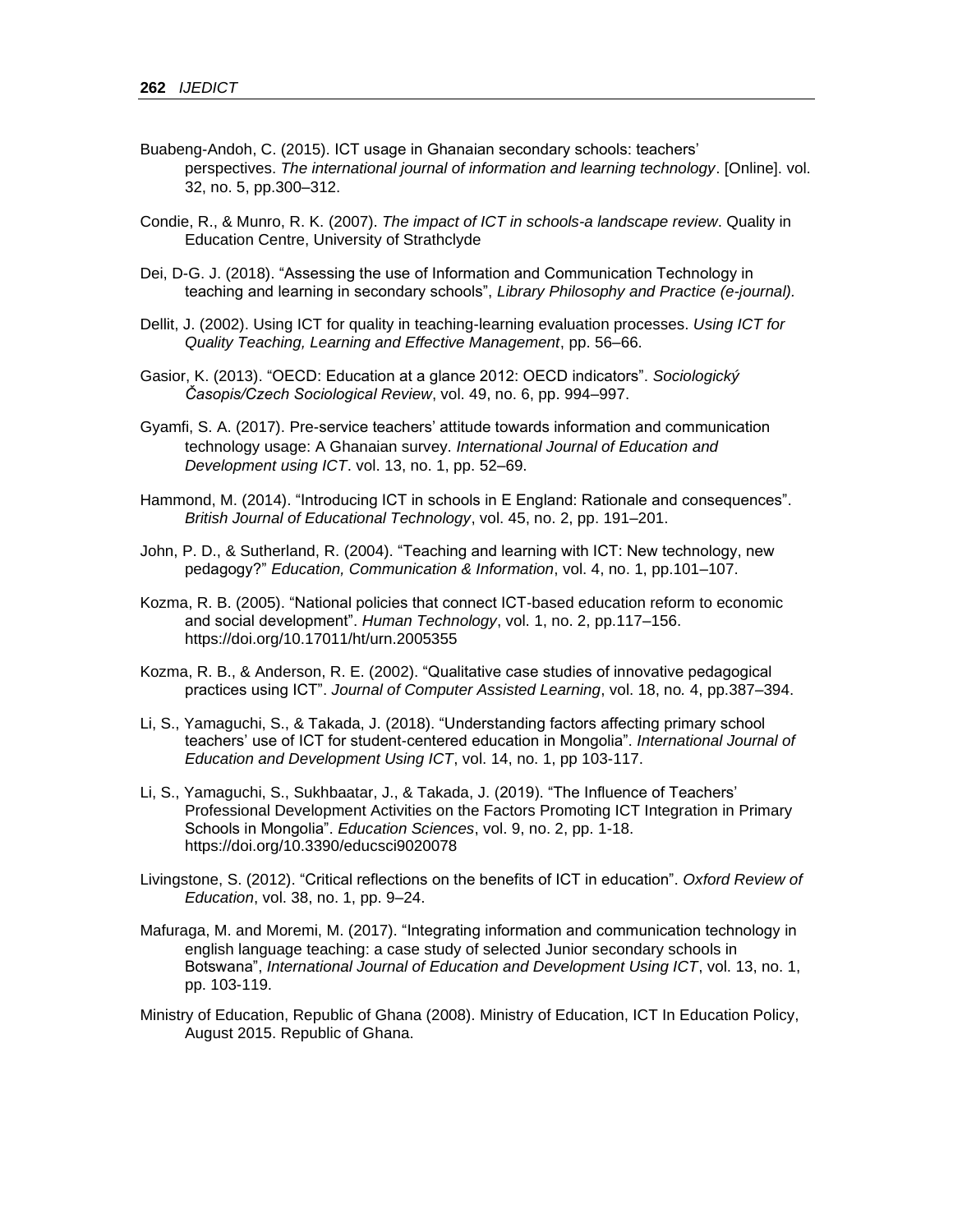Buabeng-Andoh, C. (2015). ICT usage in Ghanaian secondary schools: teachers' perspectives. *The international journal of information and learning technology*. [Online]. vol. 32, no. 5, pp.300–312.

Condie, R., & Munro, R. K. (2007). *The impact of ICT in schools-a landscape review*. Quality in Education Centre, University of Strathclyde

Dei, D-G. J. (2018). "Assessing the use of Information and Communication Technology in teaching and learning in secondary schools", *Library Philosophy and Practice (e-journal).*

Dellit, J. (2002). Using ICT for quality in teaching-learning evaluation processes. *Using ICT for Quality Teaching, Learning and Effective Management*, pp. 56–66.

Gasior, K. (2013). "OECD: Education at a glance 2012: OECD indicators". *Sociologický Časopis/Czech Sociological Review*, vol. 49, no. 6, pp. 994–997.

Gyamfi, S. A. (2017). Pre-service teachers' attitude towards information and communication technology usage: A Ghanaian survey. *International Journal of Education and Development using ICT*. vol. 13, no. 1, pp. 52–69.

Hammond, M. (2014). "Introducing ICT in schools in E England: Rationale and consequences". *British Journal of Educational Technology*, vol. 45, no. 2, pp. 191–201.

John, P. D., & Sutherland, R. (2004). "Teaching and learning with ICT: New technology, new pedagogy?" *Education, Communication & Information*, vol. 4, no. 1, pp.101–107.

Kozma, R. B. (2005). "National policies that connect ICT-based education reform to economic and social development". *Human Technology*, vol. 1, no. 2, pp.117–156. https://doi.org/10.17011/ht/urn.2005355

Kozma, R. B., & Anderson, R. E. (2002). "Qualitative case studies of innovative pedagogical practices using ICT". *Journal of Computer Assisted Learning*, vol. 18, no. 4, pp.387–394.

Li, S., Yamaguchi, S., & Takada, J. (2018). "Understanding factors affecting primary school teachers' use of ICT for student-centered education in Mongolia". *International Journal of Education and Development Using ICT*, vol. 14, no. 1, pp 103-117.

Li, S., Yamaguchi, S., Sukhbaatar, J., & Takada, J. (2019). "The Influence of Teachers' Professional Development Activities on the Factors Promoting ICT Integration in Primary Schools in Mongolia". *Education Sciences*, vol. 9, no. 2, pp. 1-18. https://doi.org/10.3390/educsci9020078

Livingstone, S. (2012). "Critical reflections on the benefits of ICT in education". *Oxford Review of Education*, vol. 38, no. 1, pp. 9–24.

Mafuraga, M. and Moremi, M. (2017). "Integrating information and communication technology in english language teaching: a case study of selected Junior secondary schools in Botswana", *International Journal of Education and Development Using ICT*, vol. 13, no. 1, pp. 103-119.

Ministry of Education, Republic of Ghana (2008). Ministry of Education, ICT In Education Policy, August 2015. Republic of Ghana.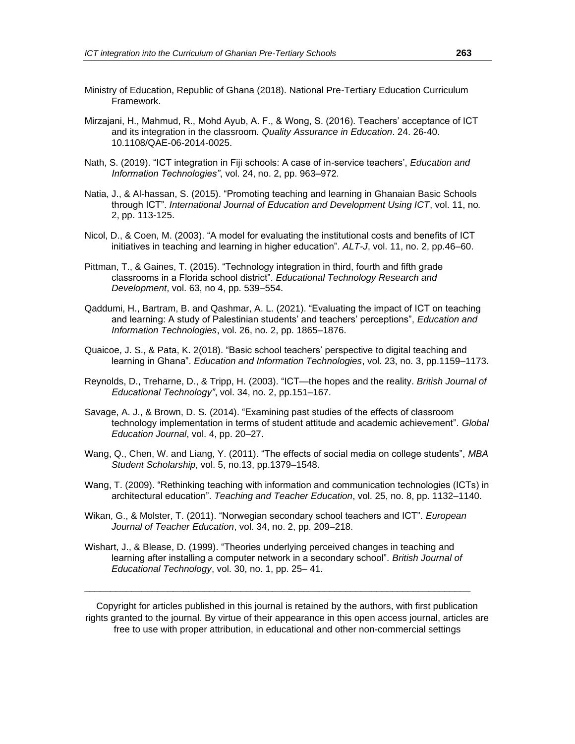Ministry of Education, Republic of Ghana (2018). National Pre-Tertiary Education Curriculum Framework.

Mirzajani, H., Mahmud, R., Mohd Ayub, A. F., & Wong, S. (2016). Teachers' acceptance of ICT and its integration in the classroom. *Quality Assurance in Education*. 24. 26-40. 10.1108/QAE-06-2014-0025.

Nath, S. (2019). "ICT integration in Fiji schools: A case of in-service teachers', *Education and Information Technologies"*, vol. 24, no. 2, pp. 963–972.

Natia, J., & Al-hassan, S. (2015). "Promoting teaching and learning in Ghanaian Basic Schools through ICT". *International Journal of Education and Development Using ICT*, vol. 11, no. 2, pp. 113-125.

Nicol, D., & Coen, M. (2003). "A model for evaluating the institutional costs and benefits of ICT initiatives in teaching and learning in higher education". *ALT-J*, vol. 11, no. 2, pp.46–60.

Pittman, T., & Gaines, T. (2015). "Technology integration in third, fourth and fifth grade classrooms in a Florida school district". *Educational Technology Research and Development*, vol. 63, no 4, pp. 539–554.

Qaddumi, H., Bartram, B. and Qashmar, A. L. (2021). "Evaluating the impact of ICT on teaching and learning: A study of Palestinian students' and teachers' perceptions", *Education and Information Technologies*, vol. 26, no. 2, pp. 1865–1876.

Quaicoe, J. S., & Pata, K. 2(018). "Basic school teachers' perspective to digital teaching and learning in Ghana". *Education and Information Technologies*, vol. 23, no. 3, pp.1159–1173.

Reynolds, D., Treharne, D., & Tripp, H. (2003). "ICT—the hopes and the reality. *British Journal of Educational Technology"*, vol. 34, no. 2, pp.151–167.

Savage, A. J., & Brown, D. S. (2014). "Examining past studies of the effects of classroom technology implementation in terms of student attitude and academic achievement". *Global Education Journal*, vol. 4, pp. 20–27.

Wang, Q., Chen, W. and Liang, Y. (2011). "The effects of social media on college students", *MBA Student Scholarship*, vol. 5, no.13, pp.1379–1548.

Wang, T. (2009). "Rethinking teaching with information and communication technologies (ICTs) in architectural education". *Teaching and Teacher Education*, vol. 25, no. 8, pp. 1132–1140.

Wikan, G., & Molster, T. (2011). "Norwegian secondary school teachers and ICT". *European Journal of Teacher Education*, vol. 34, no. 2, pp. 209–218.

Wishart, J., & Blease, D. (1999). "Theories underlying perceived changes in teaching and learning after installing a computer network in a secondary school". *British Journal of Educational Technology*, vol. 30, no. 1, pp. 25– 41.

---

Copyright for articles published in this journal is retained by the authors, with first publication rights granted to the journal. By virtue of their appearance in this open access journal, articles are free to use with proper attribution, in educational and other non-commercial settings